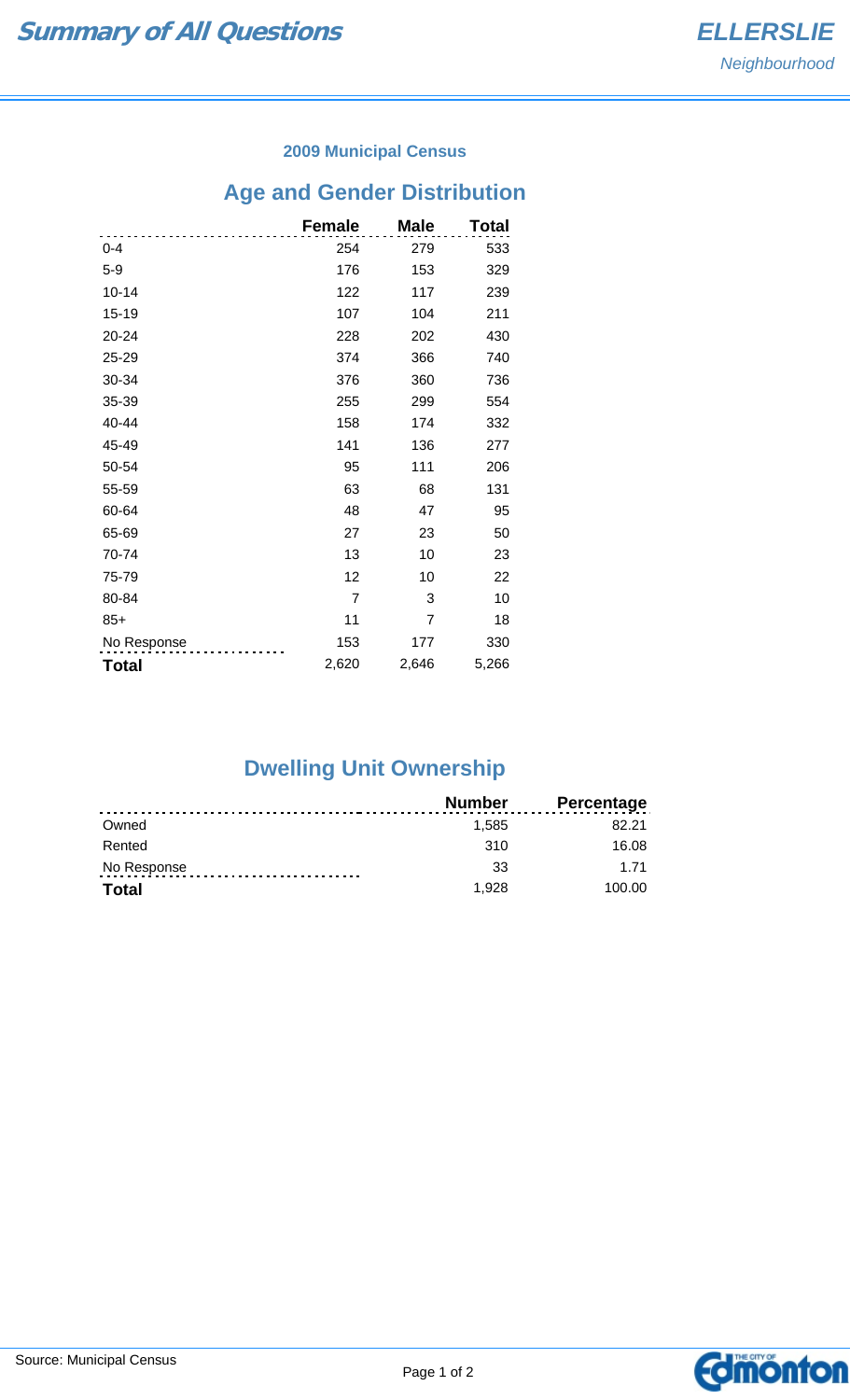# Summary of All Questions

*ELLERSLIE*
*Neighbourhood*

### 2009 Municipal Census

## Age and Gender Distribution

| | Female | Male | Total |
|---|---|---|---|
| 0-4 | 254 | 279 | 533 |
| 5-9 | 176 | 153 | 329 |
| 10-14 | 122 | 117 | 239 |
| 15-19 | 107 | 104 | 211 |
| 20-24 | 228 | 202 | 430 |
| 25-29 | 374 | 366 | 740 |
| 30-34 | 376 | 360 | 736 |
| 35-39 | 255 | 299 | 554 |
| 40-44 | 158 | 174 | 332 |
| 45-49 | 141 | 136 | 277 |
| 50-54 | 95 | 111 | 206 |
| 55-59 | 63 | 68 | 131 |
| 60-64 | 48 | 47 | 95 |
| 65-69 | 27 | 23 | 50 |
| 70-74 | 13 | 10 | 23 |
| 75-79 | 12 | 10 | 22 |
| 80-84 | 7 | 3 | 10 |
| 85+ | 11 | 7 | 18 |
| No Response | 153 | 177 | 330 |
| **Total** | 2,620 | 2,646 | 5,266 |

## Dwelling Unit Ownership

| | Number | Percentage |
|---|---|---|
| Owned | 1,585 | 82.21 |
| Rented | 310 | 16.08 |
| No Response | 33 | 1.71 |
| **Total** | 1,928 | 100.00 |

Source: Municipal Census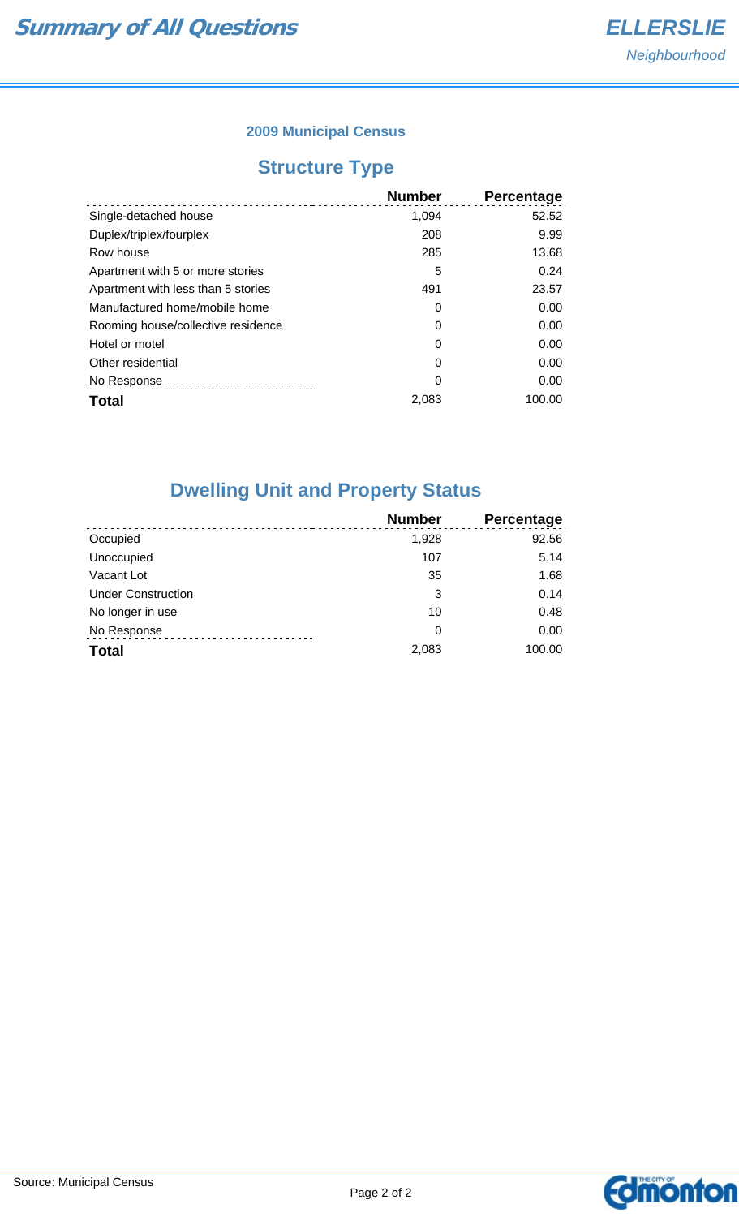# Summary of All Questions

**ELLERSLIE**
*Neighbourhood*

### 2009 Municipal Census

## Structure Type

| | Number | Percentage |
|---|---|---|
| Single-detached house | 1,094 | 52.52 |
| Duplex/triplex/fourplex | 208 | 9.99 |
| Row house | 285 | 13.68 |
| Apartment with 5 or more stories | 5 | 0.24 |
| Apartment with less than 5 stories | 491 | 23.57 |
| Manufactured home/mobile home | 0 | 0.00 |
| Rooming house/collective residence | 0 | 0.00 |
| Hotel or motel | 0 | 0.00 |
| Other residential | 0 | 0.00 |
| No Response | 0 | 0.00 |
| **Total** | 2,083 | 100.00 |

## Dwelling Unit and Property Status

| | Number | Percentage |
|---|---|---|
| Occupied | 1,928 | 92.56 |
| Unoccupied | 107 | 5.14 |
| Vacant Lot | 35 | 1.68 |
| Under Construction | 3 | 0.14 |
| No longer in use | 10 | 0.48 |
| No Response | 0 | 0.00 |
| **Total** | 2,083 | 100.00 |

Source: Municipal Census